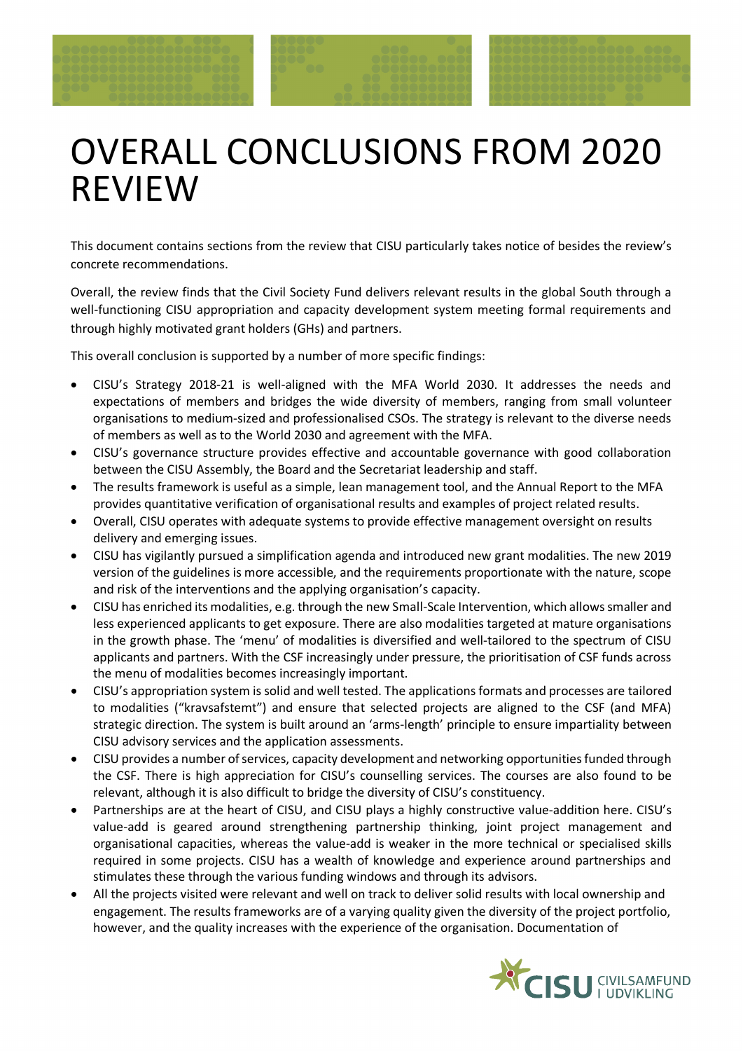# OVERALL CONCLUSIONS FROM 2020 REVIEW

This document contains sections from the review that CISU particularly takes notice of besides the review's concrete recommendations.

Overall, the review finds that the Civil Society Fund delivers relevant results in the global South through a well-functioning CISU appropriation and capacity development system meeting formal requirements and through highly motivated grant holders (GHs) and partners.

This overall conclusion is supported by a number of more specific findings:

- CISU's Strategy 2018-21 is well-aligned with the MFA World 2030. It addresses the needs and expectations of members and bridges the wide diversity of members, ranging from small volunteer organisations to medium-sized and professionalised CSOs. The strategy is relevant to the diverse needs of members as well as to the World 2030 and agreement with the MFA.
- CISU's governance structure provides effective and accountable governance with good collaboration between the CISU Assembly, the Board and the Secretariat leadership and staff.
- The results framework is useful as a simple, lean management tool, and the Annual Report to the MFA provides quantitative verification of organisational results and examples of project related results.
- Overall, CISU operates with adequate systems to provide effective management oversight on results delivery and emerging issues.
- CISU has vigilantly pursued a simplification agenda and introduced new grant modalities. The new 2019 version of the guidelines is more accessible, and the requirements proportionate with the nature, scope and risk of the interventions and the applying organisation's capacity.
- CISU has enriched its modalities, e.g. through the new Small-Scale Intervention, which allows smaller and less experienced applicants to get exposure. There are also modalities targeted at mature organisations in the growth phase. The 'menu' of modalities is diversified and well-tailored to the spectrum of CISU applicants and partners. With the CSF increasingly under pressure, the prioritisation of CSF funds across the menu of modalities becomes increasingly important.
- CISU's appropriation system is solid and well tested. The applications formats and processes are tailored to modalities ("kravsafstemt") and ensure that selected projects are aligned to the CSF (and MFA) strategic direction. The system is built around an 'arms-length' principle to ensure impartiality between CISU advisory services and the application assessments.
- CISU provides a number of services, capacity development and networking opportunities funded through the CSF. There is high appreciation for CISU's counselling services. The courses are also found to be relevant, although it is also difficult to bridge the diversity of CISU's constituency.
- Partnerships are at the heart of CISU, and CISU plays a highly constructive value-addition here. CISU's value-add is geared around strengthening partnership thinking, joint project management and organisational capacities, whereas the value-add is weaker in the more technical or specialised skills required in some projects. CISU has a wealth of knowledge and experience around partnerships and stimulates these through the various funding windows and through its advisors.
- All the projects visited were relevant and well on track to deliver solid results with local ownership and engagement. The results frameworks are of a varying quality given the diversity of the project portfolio, however, and the quality increases with the experience of the organisation. Documentation of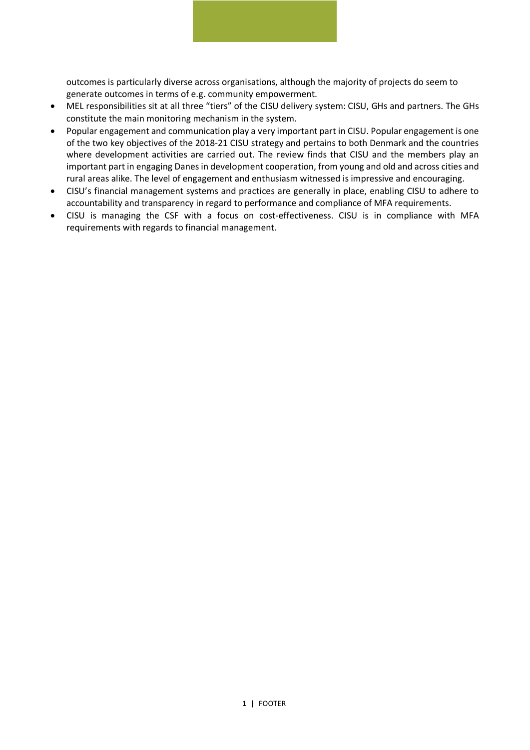outcomes is particularly diverse across organisations, although the majority of projects do seem to generate outcomes in terms of e.g. community empowerment.

- MEL responsibilities sit at all three "tiers" of the CISU delivery system: CISU, GHs and partners. The GHs constitute the main monitoring mechanism in the system.
- Popular engagement and communication play a very important part in CISU. Popular engagement is one of the two key objectives of the 2018-21 CISU strategy and pertains to both Denmark and the countries where development activities are carried out. The review finds that CISU and the members play an important part in engaging Danes in development cooperation, from young and old and across cities and rural areas alike. The level of engagement and enthusiasm witnessed is impressive and encouraging.
- CISU's financial management systems and practices are generally in place, enabling CISU to adhere to accountability and transparency in regard to performance and compliance of MFA requirements.
- CISU is managing the CSF with a focus on cost-effectiveness. CISU is in compliance with MFA requirements with regards to financial management.